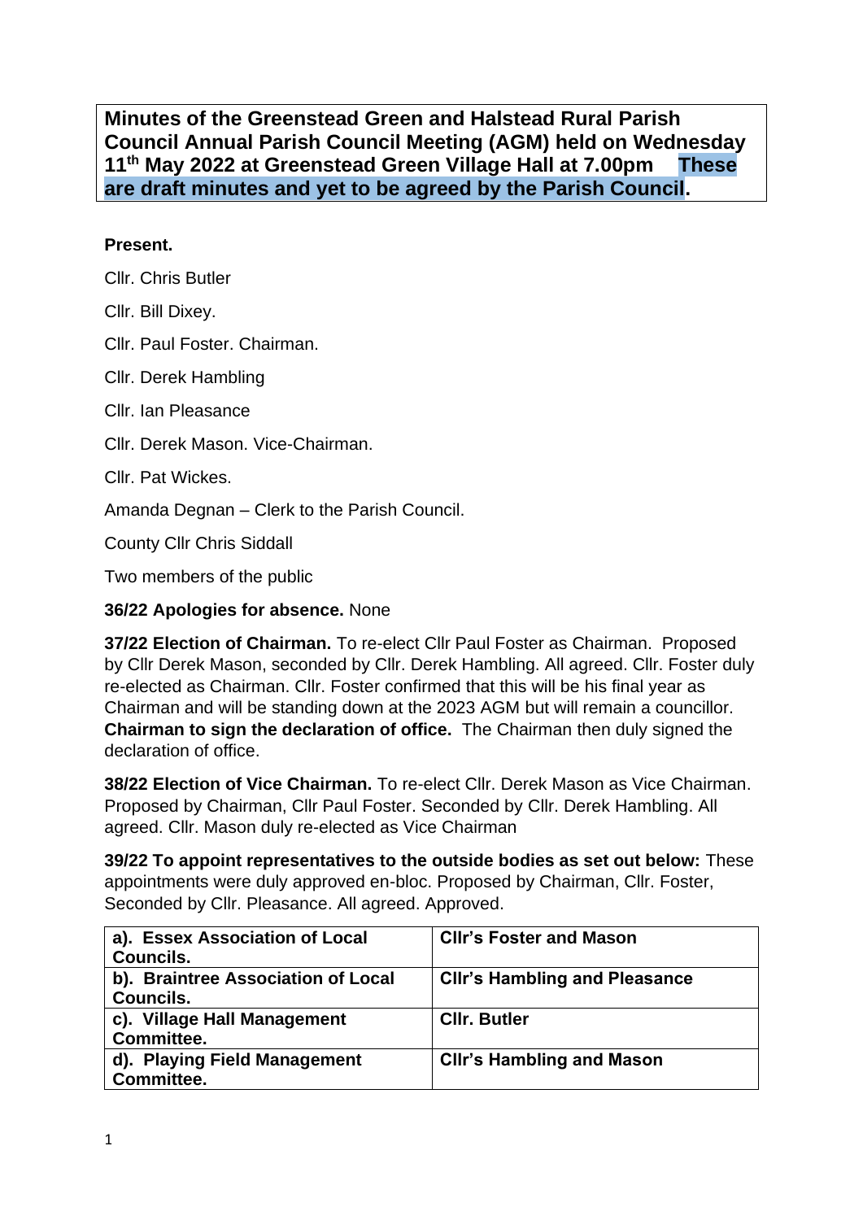**Minutes of the Greenstead Green and Halstead Rural Parish Council Annual Parish Council Meeting (AGM) held on Wednesday 11th May 2022 at Greenstead Green Village Hall at 7.00pm These are draft minutes and yet to be agreed by the Parish Council.**

**Present.**

Cllr. Chris Butler

Cllr. Bill Dixey.

Cllr. Paul Foster. Chairman.

Cllr. Derek Hambling

Cllr. Ian Pleasance

Cllr. Derek Mason. Vice-Chairman.

Cllr. Pat Wickes.

Amanda Degnan – Clerk to the Parish Council.

County Cllr Chris Siddall

Two members of the public

**36/22 Apologies for absence.** None

**37/22 Election of Chairman.** To re-elect Cllr Paul Foster as Chairman. Proposed by Cllr Derek Mason, seconded by Cllr. Derek Hambling. All agreed. Cllr. Foster duly re-elected as Chairman. Cllr. Foster confirmed that this will be his final year as Chairman and will be standing down at the 2023 AGM but will remain a councillor. **Chairman to sign the declaration of office.** The Chairman then duly signed the declaration of office.

**38/22 Election of Vice Chairman.** To re-elect Cllr. Derek Mason as Vice Chairman. Proposed by Chairman, Cllr Paul Foster. Seconded by Cllr. Derek Hambling. All agreed. Cllr. Mason duly re-elected as Vice Chairman

**39/22 To appoint representatives to the outside bodies as set out below:** These appointments were duly approved en-bloc. Proposed by Chairman, Cllr. Foster, Seconded by Cllr. Pleasance. All agreed. Approved.

| | |
|---|---|
| **a). Essex Association of Local Councils.** | **Cllr's Foster and Mason** |
| **b). Braintree Association of Local Councils.** | **Cllr's Hambling and Pleasance** |
| **c). Village Hall Management Committee.** | **Cllr. Butler** |
| **d). Playing Field Management Committee.** | **Cllr's Hambling and Mason** |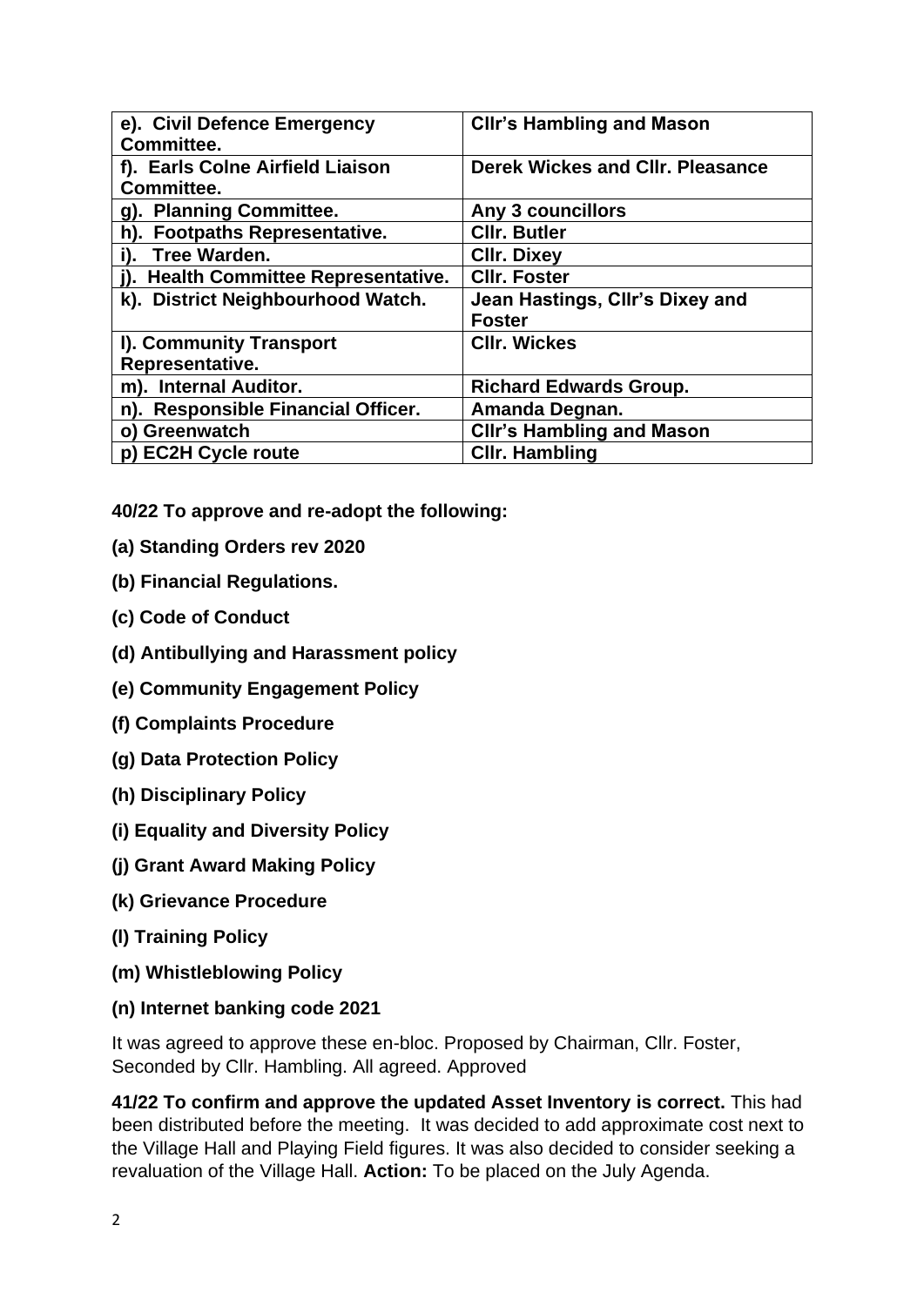| e). Civil Defence Emergency Committee. | Cllr's Hambling and Mason |
|---|---|
| f). Earls Colne Airfield Liaison Committee. | Derek Wickes and Cllr. Pleasance |
| g). Planning Committee. | Any 3 councillors |
| h). Footpaths Representative. | Cllr. Butler |
| i). Tree Warden. | Cllr. Dixey |
| j). Health Committee Representative. | Cllr. Foster |
| k). District Neighbourhood Watch. | Jean Hastings, Cllr's Dixey and Foster |
| l). Community Transport Representative. | Cllr. Wickes |
| m). Internal Auditor. | Richard Edwards Group. |
| n). Responsible Financial Officer. | Amanda Degnan. |
| o) Greenwatch | Cllr's Hambling and Mason |
| p) EC2H Cycle route | Cllr. Hambling |

**40/22 To approve and re-adopt the following:**

**(a) Standing Orders rev 2020**

**(b) Financial Regulations.**

**(c) Code of Conduct**

**(d) Antibullying and Harassment policy**

**(e) Community Engagement Policy**

**(f) Complaints Procedure**

**(g) Data Protection Policy**

**(h) Disciplinary Policy**

**(i) Equality and Diversity Policy**

**(j) Grant Award Making Policy**

**(k) Grievance Procedure**

**(l) Training Policy**

**(m) Whistleblowing Policy**

**(n) Internet banking code 2021**

It was agreed to approve these en-bloc. Proposed by Chairman, Cllr. Foster, Seconded by Cllr. Hambling. All agreed. Approved

**41/22 To confirm and approve the updated Asset Inventory is correct.** This had been distributed before the meeting. It was decided to add approximate cost next to the Village Hall and Playing Field figures. It was also decided to consider seeking a revaluation of the Village Hall. **Action:** To be placed on the July Agenda.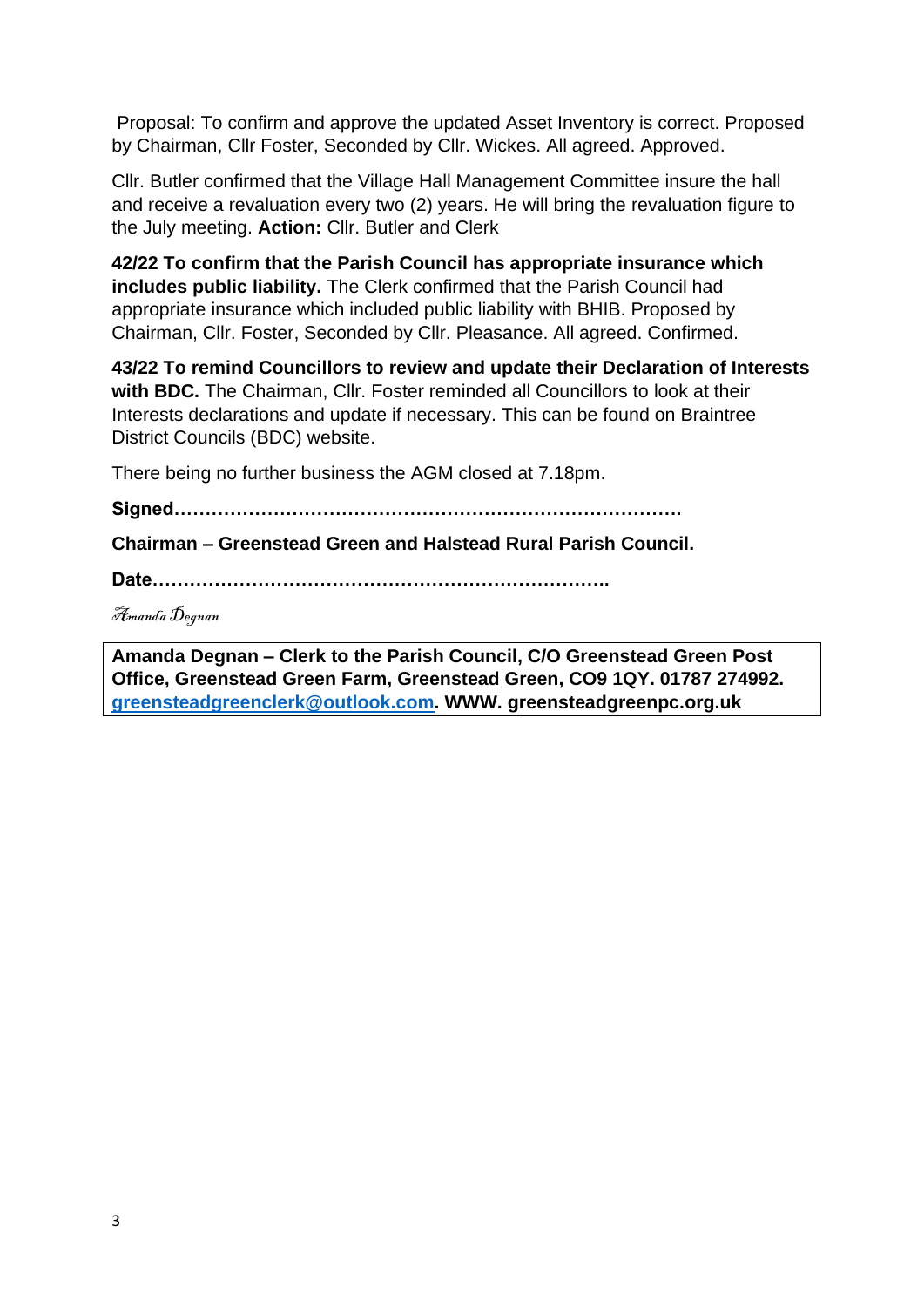Proposal: To confirm and approve the updated Asset Inventory is correct. Proposed by Chairman, Cllr Foster, Seconded by Cllr. Wickes. All agreed. Approved.

Cllr. Butler confirmed that the Village Hall Management Committee insure the hall and receive a revaluation every two (2) years. He will bring the revaluation figure to the July meeting. **Action:** Cllr. Butler and Clerk

**42/22 To confirm that the Parish Council has appropriate insurance which includes public liability.** The Clerk confirmed that the Parish Council had appropriate insurance which included public liability with BHIB. Proposed by Chairman, Cllr. Foster, Seconded by Cllr. Pleasance. All agreed. Confirmed.

**43/22 To remind Councillors to review and update their Declaration of Interests with BDC.** The Chairman, Cllr. Foster reminded all Councillors to look at their Interests declarations and update if necessary. This can be found on Braintree District Councils (BDC) website.

There being no further business the AGM closed at 7.18pm.

**Signed……………………………………………………………………….**

**Chairman – Greenstead Green and Halstead Rural Parish Council.**

**Date………………………………………………………………..**

*Amanda Degnan*

**Amanda Degnan – Clerk to the Parish Council, C/O Greenstead Green Post Office, Greenstead Green Farm, Greenstead Green, CO9 1QY. 01787 274992. greensteadgreenclerk@outlook.com. WWW. greensteadgreenpc.org.uk**